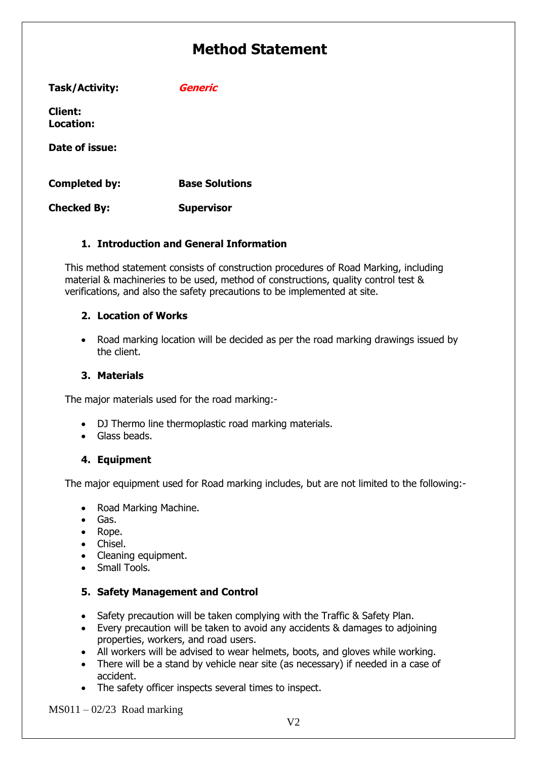# Method Statement

**Task/Activity:** ***Generic***

**Client:**
**Location:**

**Date of issue:**

**Completed by:** **Base Solutions**

**Checked By:** **Supervisor**

## 1. Introduction and General Information

This method statement consists of construction procedures of Road Marking, including material & machineries to be used, method of constructions, quality control test & verifications, and also the safety precautions to be implemented at site.

## 2. Location of Works

- Road marking location will be decided as per the road marking drawings issued by the client.

## 3. Materials

The major materials used for the road marking:-

- DJ Thermo line thermoplastic road marking materials.
- Glass beads.

## 4. Equipment

The major equipment used for Road marking includes, but are not limited to the following:-

- Road Marking Machine.
- Gas.
- Rope.
- Chisel.
- Cleaning equipment.
- Small Tools.

## 5. Safety Management and Control

- Safety precaution will be taken complying with the Traffic & Safety Plan.
- Every precaution will be taken to avoid any accidents & damages to adjoining properties, workers, and road users.
- All workers will be advised to wear helmets, boots, and gloves while working.
- There will be a stand by vehicle near site (as necessary) if needed in a case of accident.
- The safety officer inspects several times to inspect.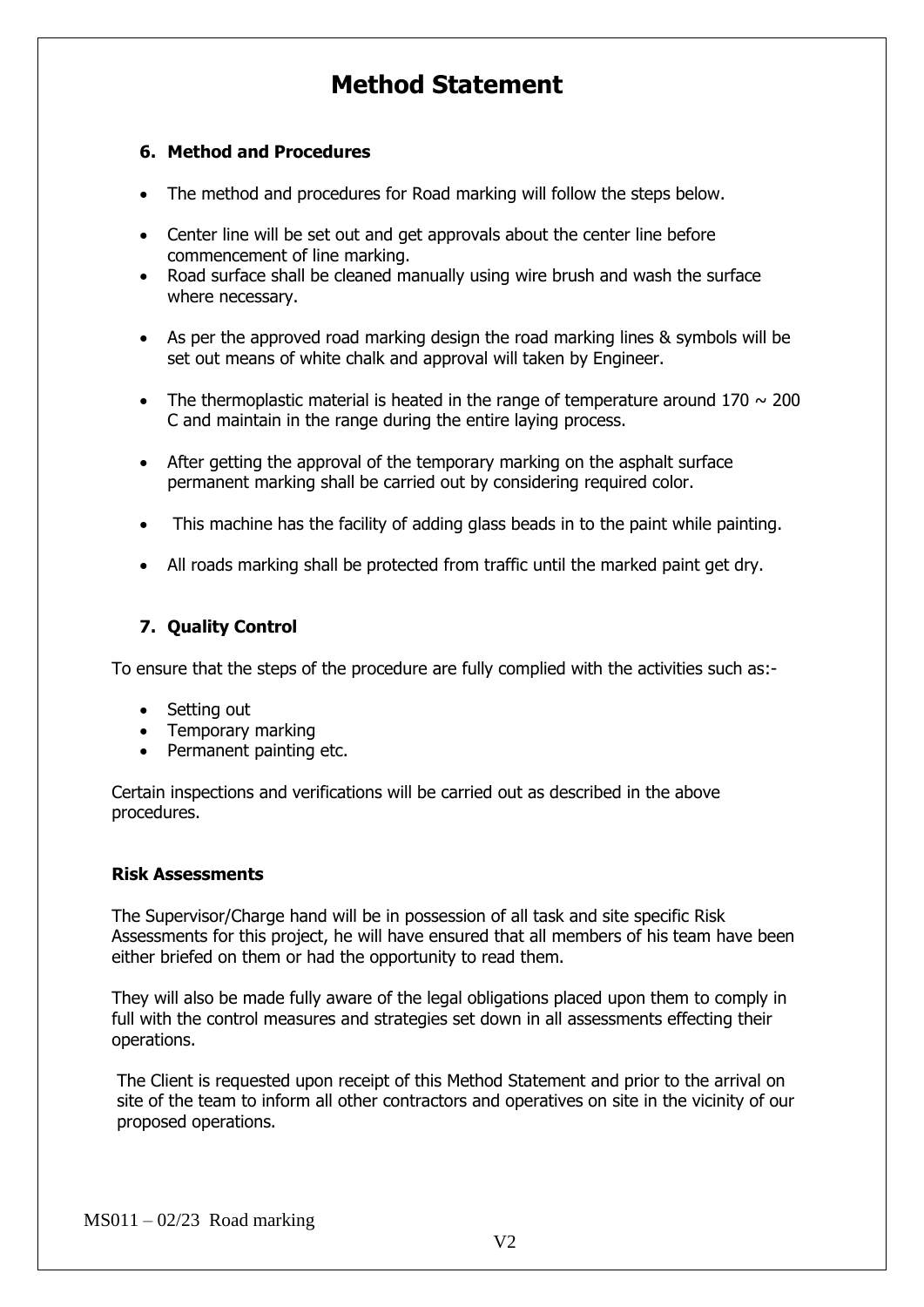# Method Statement

## 6. Method and Procedures

- The method and procedures for Road marking will follow the steps below.
- Center line will be set out and get approvals about the center line before commencement of line marking.
- Road surface shall be cleaned manually using wire brush and wash the surface where necessary.
- As per the approved road marking design the road marking lines & symbols will be set out means of white chalk and approval will taken by Engineer.
- The thermoplastic material is heated in the range of temperature around 170 ~ 200 C and maintain in the range during the entire laying process.
- After getting the approval of the temporary marking on the asphalt surface permanent marking shall be carried out by considering required color.
- This machine has the facility of adding glass beads in to the paint while painting.
- All roads marking shall be protected from traffic until the marked paint get dry.

## 7. Quality Control

To ensure that the steps of the procedure are fully complied with the activities such as:-

- Setting out
- Temporary marking
- Permanent painting etc.

Certain inspections and verifications will be carried out as described in the above procedures.

### Risk Assessments

The Supervisor/Charge hand will be in possession of all task and site specific Risk Assessments for this project, he will have ensured that all members of his team have been either briefed on them or had the opportunity to read them.

They will also be made fully aware of the legal obligations placed upon them to comply in full with the control measures and strategies set down in all assessments effecting their operations.

The Client is requested upon receipt of this Method Statement and prior to the arrival on site of the team to inform all other contractors and operatives on site in the vicinity of our proposed operations.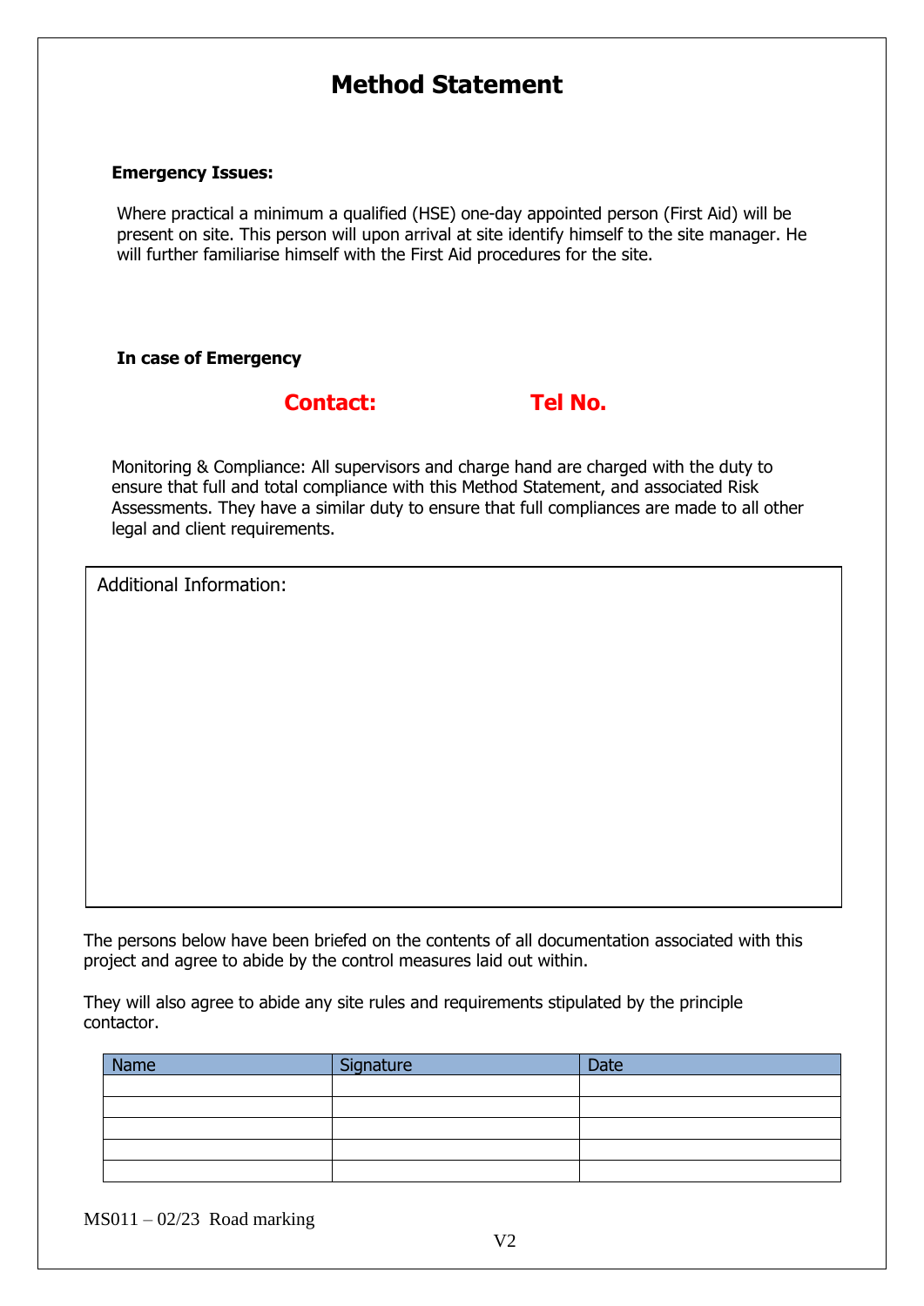# Method Statement

**Emergency Issues:**

Where practical a minimum a qualified (HSE) one-day appointed person (First Aid) will be present on site. This person will upon arrival at site identify himself to the site manager. He will further familiarise himself with the First Aid procedures for the site.

**In case of Emergency**

**Contact:** **Tel No.**

Monitoring & Compliance: All supervisors and charge hand are charged with the duty to ensure that full and total compliance with this Method Statement, and associated Risk Assessments. They have a similar duty to ensure that full compliances are made to all other legal and client requirements.

| Additional Information: |
|---|
| |

The persons below have been briefed on the contents of all documentation associated with this project and agree to abide by the control measures laid out within.

They will also agree to abide any site rules and requirements stipulated by the principle contactor.

| Name | Signature | Date |
|---|---|---|
| | | |
| | | |
| | | |
| | | |
| | | |

MS011 – 02/23 Road marking

V2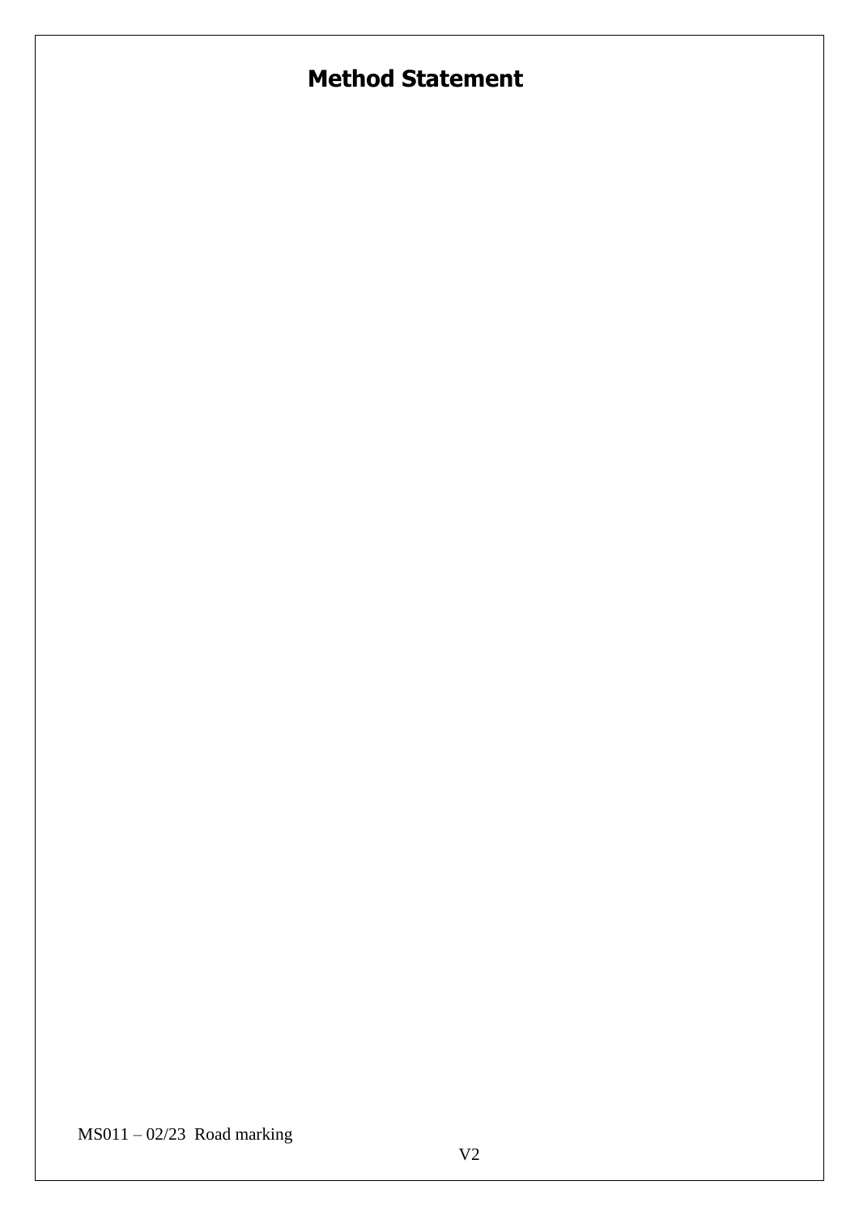# Method Statement